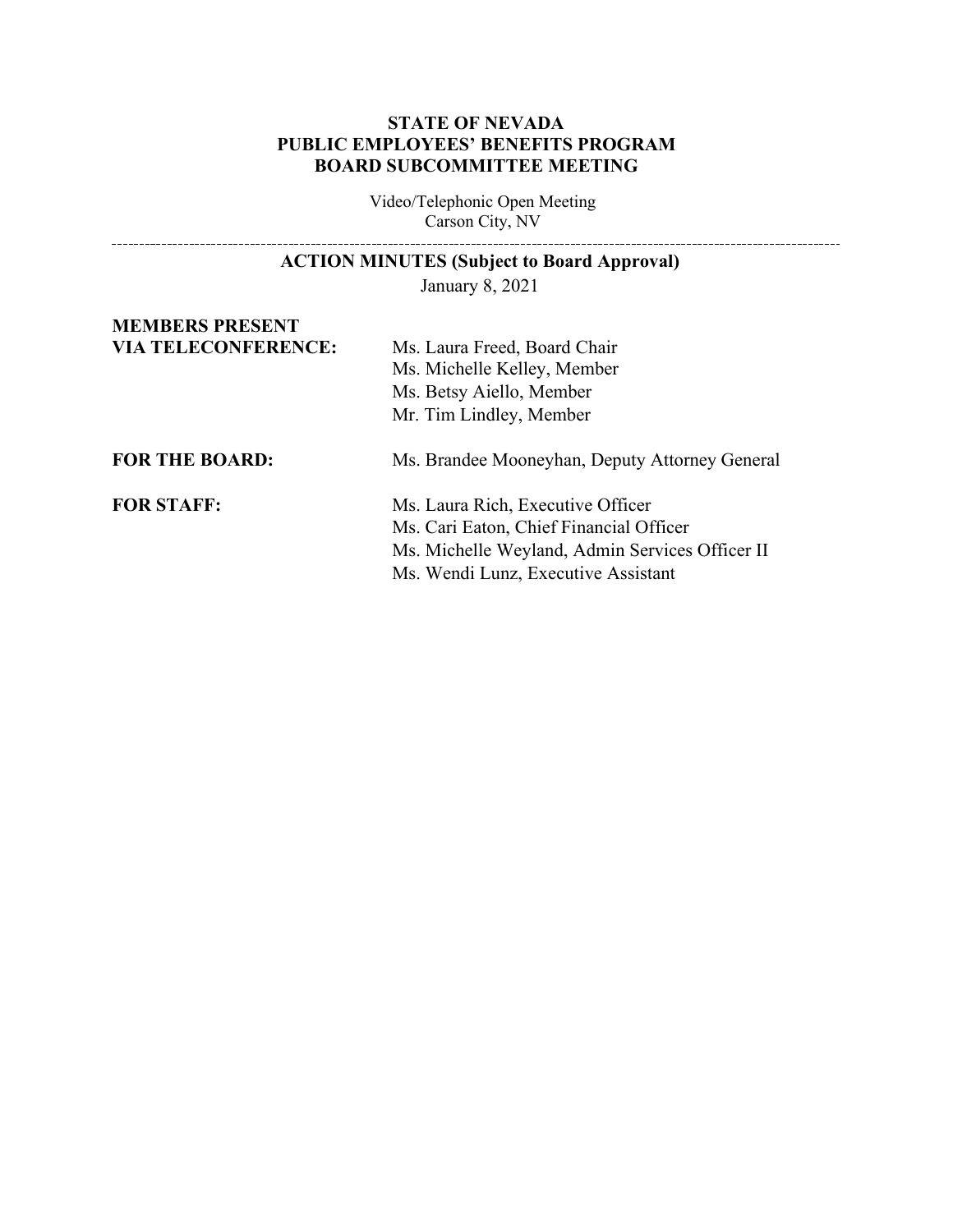**STATE OF NEVADA**
**PUBLIC EMPLOYEES' BENEFITS PROGRAM**
**BOARD SUBCOMMITTEE MEETING**

Video/Telephonic Open Meeting
Carson City, NV

---

**ACTION MINUTES (Subject to Board Approval)**

January 8, 2021

| | |
|---|---|
| **MEMBERS PRESENT VIA TELECONFERENCE:** | Ms. Laura Freed, Board Chair<br>Ms. Michelle Kelley, Member<br>Ms. Betsy Aiello, Member<br>Mr. Tim Lindley, Member |
| **FOR THE BOARD:** | Ms. Brandee Mooneyhan, Deputy Attorney General |
| **FOR STAFF:** | Ms. Laura Rich, Executive Officer<br>Ms. Cari Eaton, Chief Financial Officer<br>Ms. Michelle Weyland, Admin Services Officer II<br>Ms. Wendi Lunz, Executive Assistant |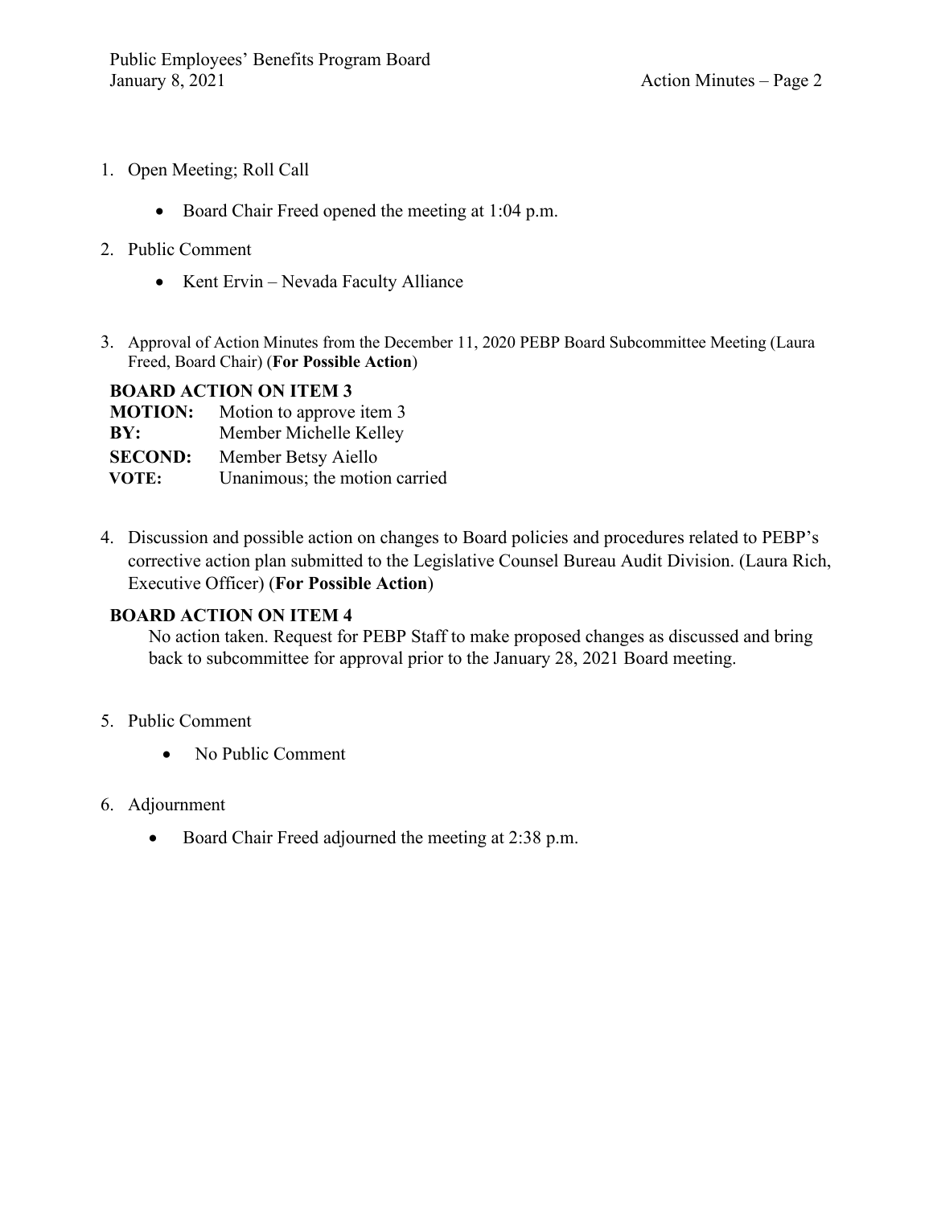1. Open Meeting; Roll Call

    - Board Chair Freed opened the meeting at 1:04 p.m.

2. Public Comment

    - Kent Ervin – Nevada Faculty Alliance

3. Approval of Action Minutes from the December 11, 2020 PEBP Board Subcommittee Meeting (Laura Freed, Board Chair) (**For Possible Action**)

**BOARD ACTION ON ITEM 3**

| | |
|---|---|
| **MOTION:** | Motion to approve item 3 |
| **BY:** | Member Michelle Kelley |
| **SECOND:** | Member Betsy Aiello |
| **VOTE:** | Unanimous; the motion carried |

4. Discussion and possible action on changes to Board policies and procedures related to PEBP's corrective action plan submitted to the Legislative Counsel Bureau Audit Division. (Laura Rich, Executive Officer) (**For Possible Action**)

**BOARD ACTION ON ITEM 4**

No action taken. Request for PEBP Staff to make proposed changes as discussed and bring back to subcommittee for approval prior to the January 28, 2021 Board meeting.

5. Public Comment

    - No Public Comment

6. Adjournment

    - Board Chair Freed adjourned the meeting at 2:38 p.m.